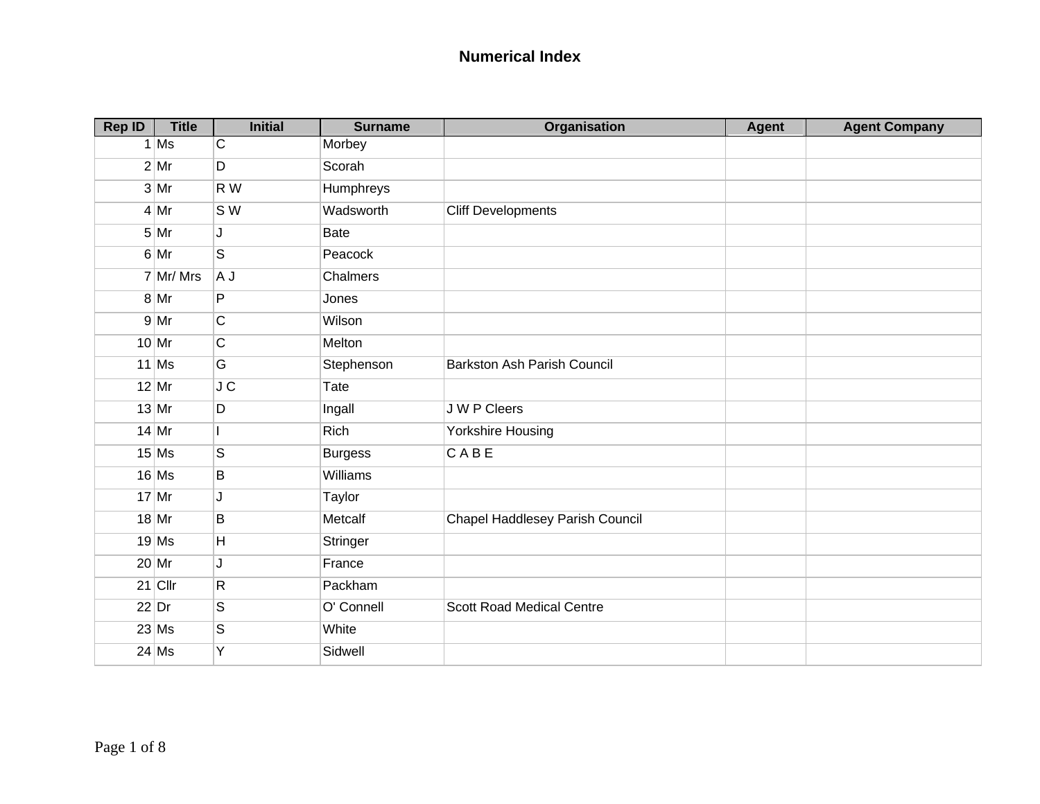# Numerical Index

| Rep ID | Title | Initial | Surname | Organisation | Agent | Agent Company |
|---|---|---|---|---|---|---|
| 1 | Ms | C | Morbey | | | |
| 2 | Mr | D | Scorah | | | |
| 3 | Mr | R W | Humphreys | | | |
| 4 | Mr | S W | Wadsworth | Cliff Developments | | |
| 5 | Mr | J | Bate | | | |
| 6 | Mr | S | Peacock | | | |
| 7 | Mr/ Mrs | A J | Chalmers | | | |
| 8 | Mr | P | Jones | | | |
| 9 | Mr | C | Wilson | | | |
| 10 | Mr | C | Melton | | | |
| 11 | Ms | G | Stephenson | Barkston Ash Parish Council | | |
| 12 | Mr | J C | Tate | | | |
| 13 | Mr | D | Ingall | J W P Cleers | | |
| 14 | Mr | I | Rich | Yorkshire Housing | | |
| 15 | Ms | S | Burgess | C A B E | | |
| 16 | Ms | B | Williams | | | |
| 17 | Mr | J | Taylor | | | |
| 18 | Mr | B | Metcalf | Chapel Haddlesey Parish Council | | |
| 19 | Ms | H | Stringer | | | |
| 20 | Mr | J | France | | | |
| 21 | Cllr | R | Packham | | | |
| 22 | Dr | S | O' Connell | Scott Road Medical Centre | | |
| 23 | Ms | S | White | | | |
| 24 | Ms | Y | Sidwell | | | |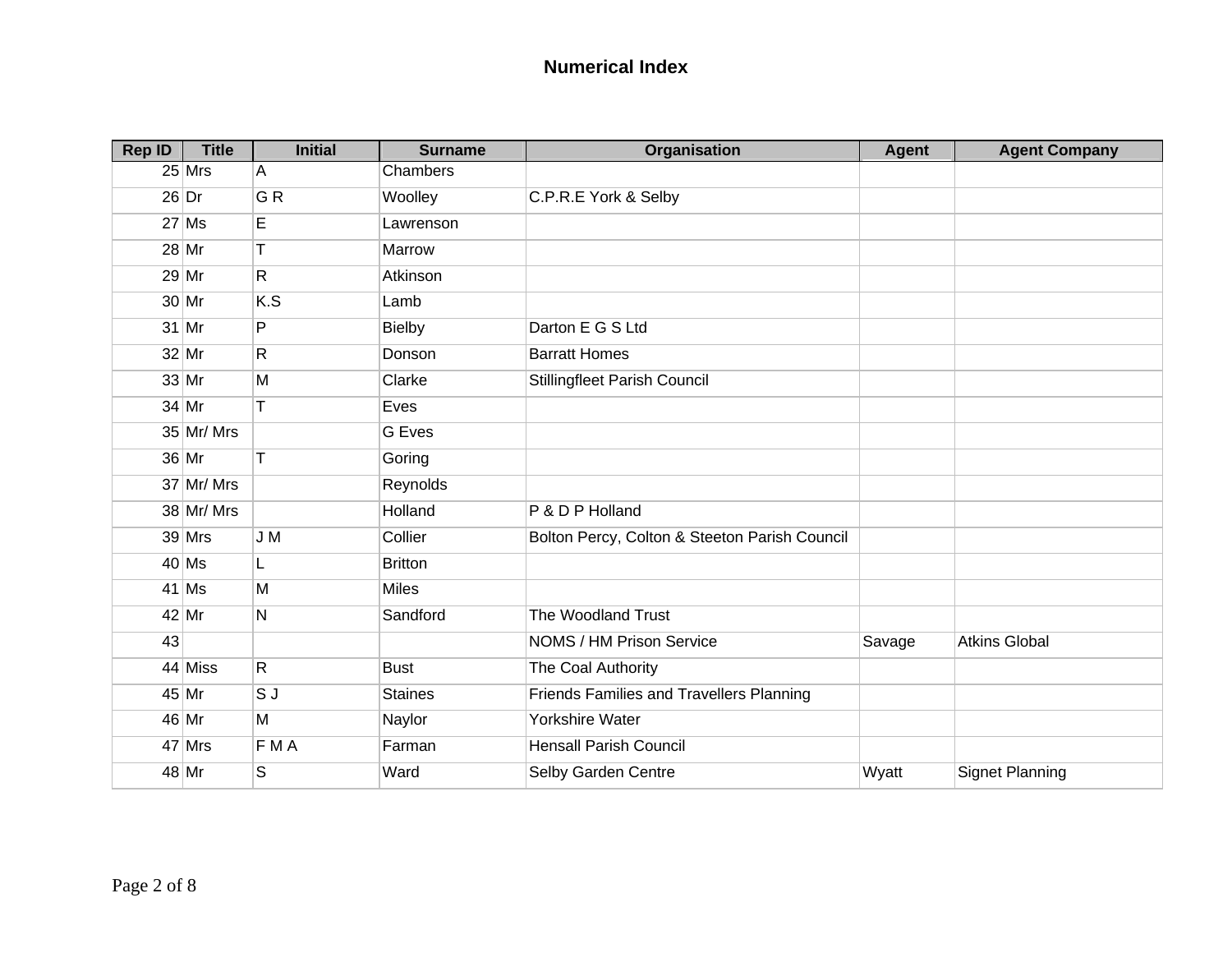# Numerical Index

| Rep ID | Title | Initial | Surname | Organisation | Agent | Agent Company |
|---|---|---|---|---|---|---|
| 25 | Mrs | A | Chambers | | | |
| 26 | Dr | G R | Woolley | C.P.R.E York & Selby | | |
| 27 | Ms | E | Lawrenson | | | |
| 28 | Mr | T | Marrow | | | |
| 29 | Mr | R | Atkinson | | | |
| 30 | Mr | K.S | Lamb | | | |
| 31 | Mr | P | Bielby | Darton E G S Ltd | | |
| 32 | Mr | R | Donson | Barratt Homes | | |
| 33 | Mr | M | Clarke | Stillingfleet Parish Council | | |
| 34 | Mr | T | Eves | | | |
| 35 | Mr/ Mrs | | G Eves | | | |
| 36 | Mr | T | Goring | | | |
| 37 | Mr/ Mrs | | Reynolds | | | |
| 38 | Mr/ Mrs | | Holland | P & D P Holland | | |
| 39 | Mrs | J M | Collier | Bolton Percy, Colton & Steeton Parish Council | | |
| 40 | Ms | L | Britton | | | |
| 41 | Ms | M | Miles | | | |
| 42 | Mr | N | Sandford | The Woodland Trust | | |
| 43 | | | | NOMS / HM Prison Service | Savage | Atkins Global |
| 44 | Miss | R | Bust | The Coal Authority | | |
| 45 | Mr | S J | Staines | Friends Families and Travellers Planning | | |
| 46 | Mr | M | Naylor | Yorkshire Water | | |
| 47 | Mrs | F M A | Farman | Hensall Parish Council | | |
| 48 | Mr | S | Ward | Selby Garden Centre | Wyatt | Signet Planning |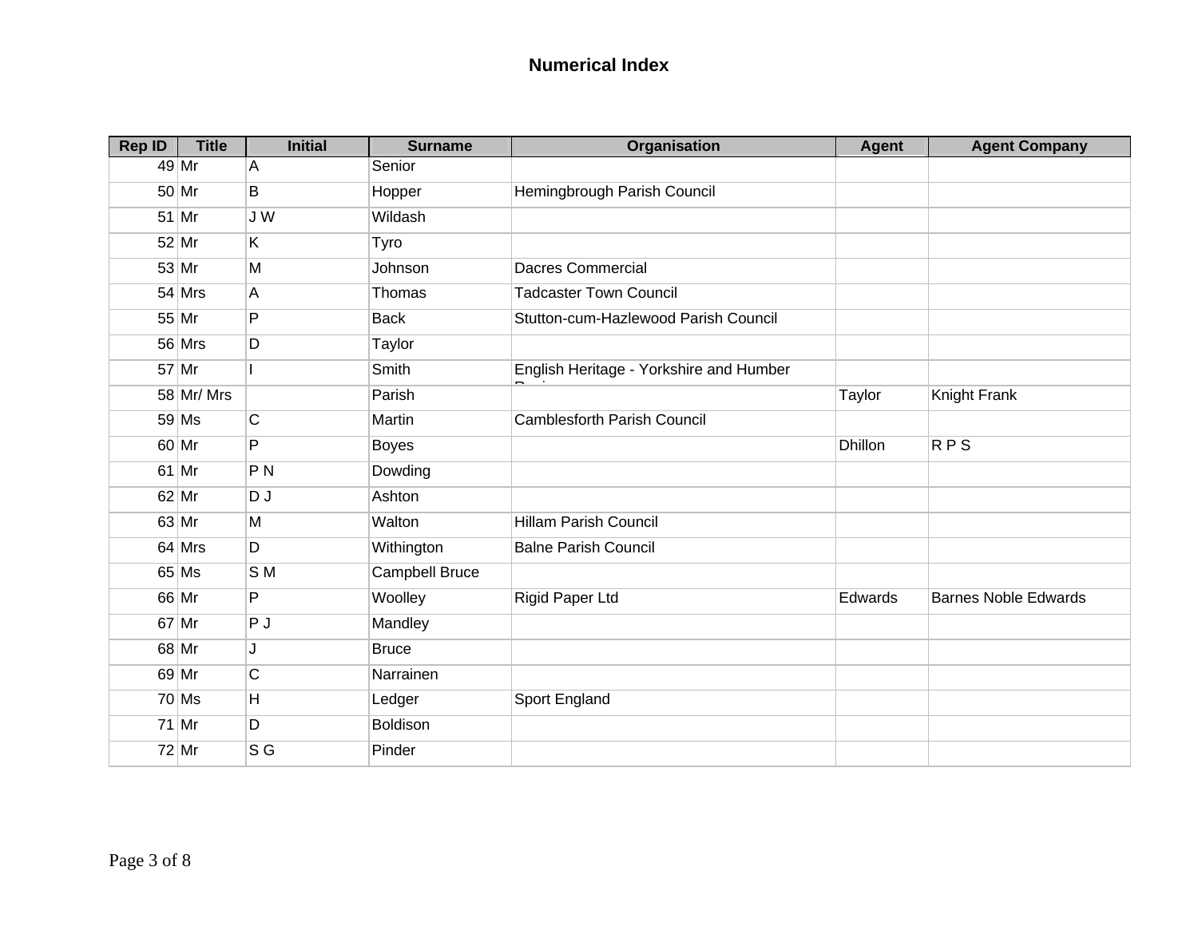## Numerical Index

| Rep ID | Title | Initial | Surname | Organisation | Agent | Agent Company |
|---|---|---|---|---|---|---|
| 49 | Mr | A | Senior | | | |
| 50 | Mr | B | Hopper | Hemingbrough Parish Council | | |
| 51 | Mr | J W | Wildash | | | |
| 52 | Mr | K | Tyro | | | |
| 53 | Mr | M | Johnson | Dacres Commercial | | |
| 54 | Mrs | A | Thomas | Tadcaster Town Council | | |
| 55 | Mr | P | Back | Stutton-cum-Hazlewood Parish Council | | |
| 56 | Mrs | D | Taylor | | | |
| 57 | Mr | I | Smith | English Heritage - Yorkshire and Humber Region | | |
| 58 | Mr/ Mrs | | Parish | | Taylor | Knight Frank |
| 59 | Ms | C | Martin | Camblesforth Parish Council | | |
| 60 | Mr | P | Boyes | | Dhillon | R P S |
| 61 | Mr | P N | Dowding | | | |
| 62 | Mr | D J | Ashton | | | |
| 63 | Mr | M | Walton | Hillam Parish Council | | |
| 64 | Mrs | D | Withington | Balne Parish Council | | |
| 65 | Ms | S M | Campbell Bruce | | | |
| 66 | Mr | P | Woolley | Rigid Paper Ltd | Edwards | Barnes Noble Edwards |
| 67 | Mr | P J | Mandley | | | |
| 68 | Mr | J | Bruce | | | |
| 69 | Mr | C | Narrainen | | | |
| 70 | Ms | H | Ledger | Sport England | | |
| 71 | Mr | D | Boldison | | | |
| 72 | Mr | S G | Pinder | | | |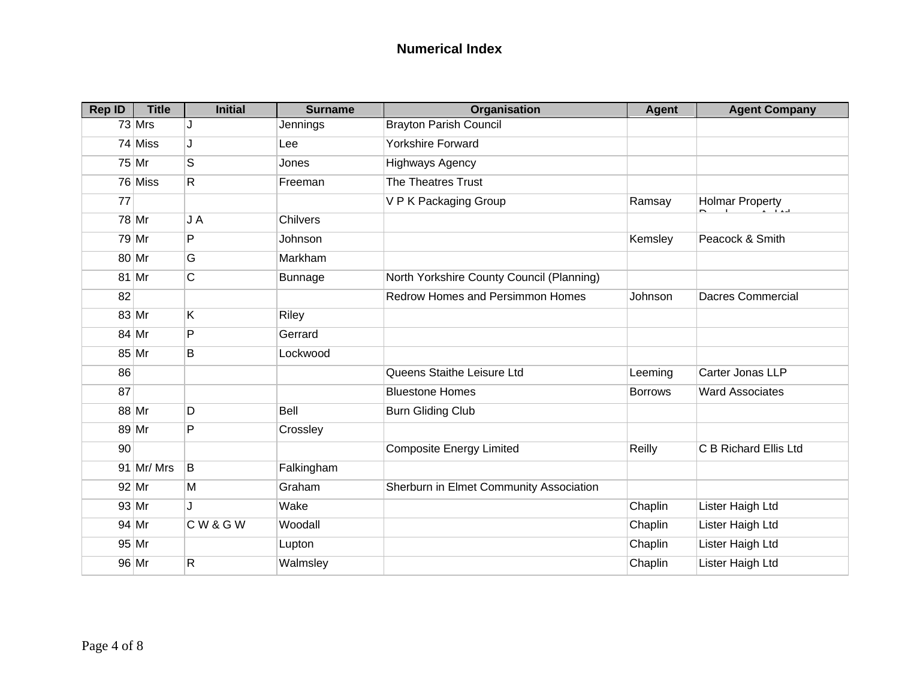# Numerical Index

| Rep ID | Title | Initial | Surname | Organisation | Agent | Agent Company |
|---|---|---|---|---|---|---|
| 73 | Mrs | J | Jennings | Brayton Parish Council | | |
| 74 | Miss | J | Lee | Yorkshire Forward | | |
| 75 | Mr | S | Jones | Highways Agency | | |
| 76 | Miss | R | Freeman | The Theatres Trust | | |
| 77 | | | | V P K Packaging Group | Ramsay | Holmar Property Development Ltd |
| 78 | Mr | J A | Chilvers | | | |
| 79 | Mr | P | Johnson | | Kemsley | Peacock & Smith |
| 80 | Mr | G | Markham | | | |
| 81 | Mr | C | Bunnage | North Yorkshire County Council (Planning) | | |
| 82 | | | | Redrow Homes and Persimmon Homes | Johnson | Dacres Commercial |
| 83 | Mr | K | Riley | | | |
| 84 | Mr | P | Gerrard | | | |
| 85 | Mr | B | Lockwood | | | |
| 86 | | | | Queens Staithe Leisure Ltd | Leeming | Carter Jonas LLP |
| 87 | | | | Bluestone Homes | Borrows | Ward Associates |
| 88 | Mr | D | Bell | Burn Gliding Club | | |
| 89 | Mr | P | Crossley | | | |
| 90 | | | | Composite Energy Limited | Reilly | C B Richard Ellis Ltd |
| 91 | Mr/ Mrs | B | Falkingham | | | |
| 92 | Mr | M | Graham | Sherburn in Elmet Community Association | | |
| 93 | Mr | J | Wake | | Chaplin | Lister Haigh Ltd |
| 94 | Mr | C W & G W | Woodall | | Chaplin | Lister Haigh Ltd |
| 95 | Mr | | Lupton | | Chaplin | Lister Haigh Ltd |
| 96 | Mr | R | Walmsley | | Chaplin | Lister Haigh Ltd |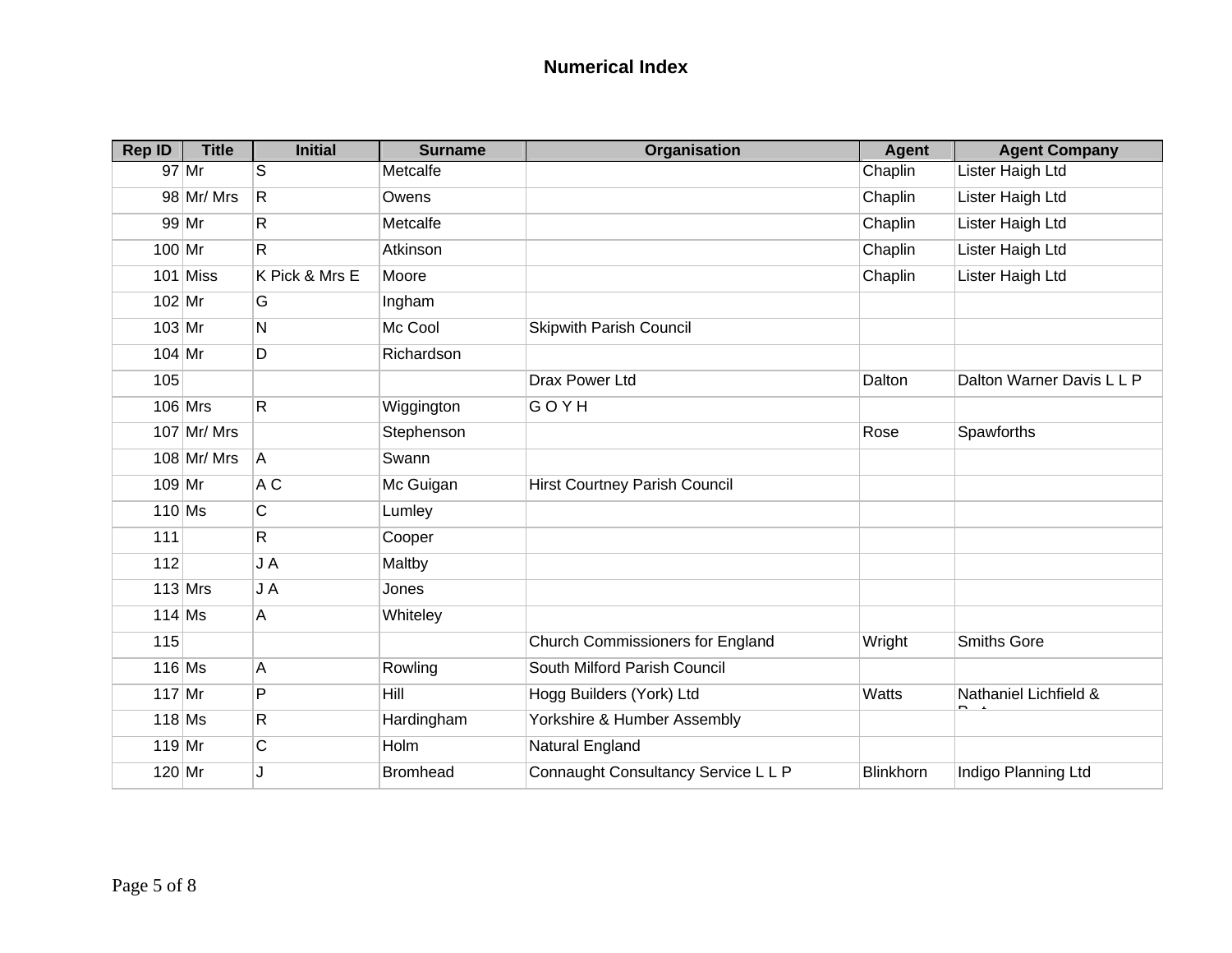# Numerical Index

| Rep ID | Title | Initial | Surname | Organisation | Agent | Agent Company |
|---|---|---|---|---|---|---|
| 97 | Mr | S | Metcalfe | | Chaplin | Lister Haigh Ltd |
| 98 | Mr/ Mrs | R | Owens | | Chaplin | Lister Haigh Ltd |
| 99 | Mr | R | Metcalfe | | Chaplin | Lister Haigh Ltd |
| 100 | Mr | R | Atkinson | | Chaplin | Lister Haigh Ltd |
| 101 | Miss | K Pick & Mrs E | Moore | | Chaplin | Lister Haigh Ltd |
| 102 | Mr | G | Ingham | | | |
| 103 | Mr | N | Mc Cool | Skipwith Parish Council | | |
| 104 | Mr | D | Richardson | | | |
| 105 | | | | Drax Power Ltd | Dalton | Dalton Warner Davis L L P |
| 106 | Mrs | R | Wiggington | G O Y H | | |
| 107 | Mr/ Mrs | | Stephenson | | Rose | Spawforths |
| 108 | Mr/ Mrs | A | Swann | | | |
| 109 | Mr | A C | Mc Guigan | Hirst Courtney Parish Council | | |
| 110 | Ms | C | Lumley | | | |
| 111 | | R | Cooper | | | |
| 112 | | J A | Maltby | | | |
| 113 | Mrs | J A | Jones | | | |
| 114 | Ms | A | Whiteley | | | |
| 115 | | | | Church Commissioners for England | Wright | Smiths Gore |
| 116 | Ms | A | Rowling | South Milford Parish Council | | |
| 117 | Mr | P | Hill | Hogg Builders (York) Ltd | Watts | Nathaniel Lichfield & |
| 118 | Ms | R | Hardingham | Yorkshire & Humber Assembly | | |
| 119 | Mr | C | Holm | Natural England | | |
| 120 | Mr | J | Bromhead | Connaught Consultancy Service L L P | Blinkhorn | Indigo Planning Ltd |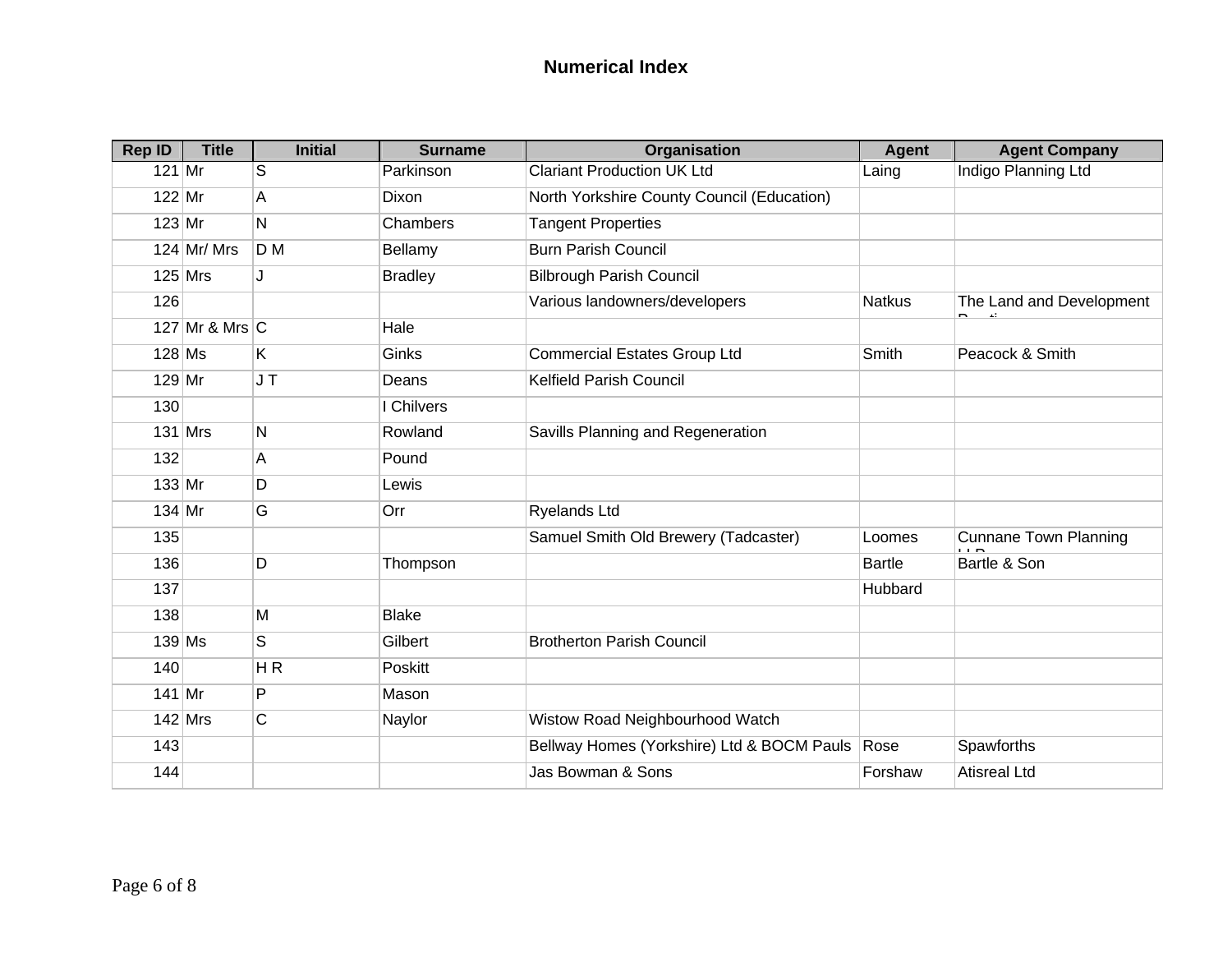# Numerical Index

| Rep ID | Title | Initial | Surname | Organisation | Agent | Agent Company |
|---|---|---|---|---|---|---|
| 121 | Mr | S | Parkinson | Clariant Production UK Ltd | Laing | Indigo Planning Ltd |
| 122 | Mr | A | Dixon | North Yorkshire County Council (Education) | | |
| 123 | Mr | N | Chambers | Tangent Properties | | |
| 124 | Mr/ Mrs | D M | Bellamy | Burn Parish Council | | |
| 125 | Mrs | J | Bradley | Bilbrough Parish Council | | |
| 126 | | | | Various landowners/developers | Natkus | The Land and Development Practice |
| 127 | Mr & Mrs | C | Hale | | | |
| 128 | Ms | K | Ginks | Commercial Estates Group Ltd | Smith | Peacock & Smith |
| 129 | Mr | J T | Deans | Kelfield Parish Council | | |
| 130 | | | I Chilvers | | | |
| 131 | Mrs | N | Rowland | Savills Planning and Regeneration | | |
| 132 | | A | Pound | | | |
| 133 | Mr | D | Lewis | | | |
| 134 | Mr | G | Orr | Ryelands Ltd | | |
| 135 | | | | Samuel Smith Old Brewery (Tadcaster) | Loomes | Cunnane Town Planning LLP |
| 136 | | D | Thompson | | Bartle | Bartle & Son |
| 137 | | | | | Hubbard | |
| 138 | | M | Blake | | | |
| 139 | Ms | S | Gilbert | Brotherton Parish Council | | |
| 140 | | H R | Poskitt | | | |
| 141 | Mr | P | Mason | | | |
| 142 | Mrs | C | Naylor | Wistow Road Neighbourhood Watch | | |
| 143 | | | | Bellway Homes (Yorkshire) Ltd & BOCM Pauls | Rose | Spawforths |
| 144 | | | | Jas Bowman & Sons | Forshaw | Atisreal Ltd |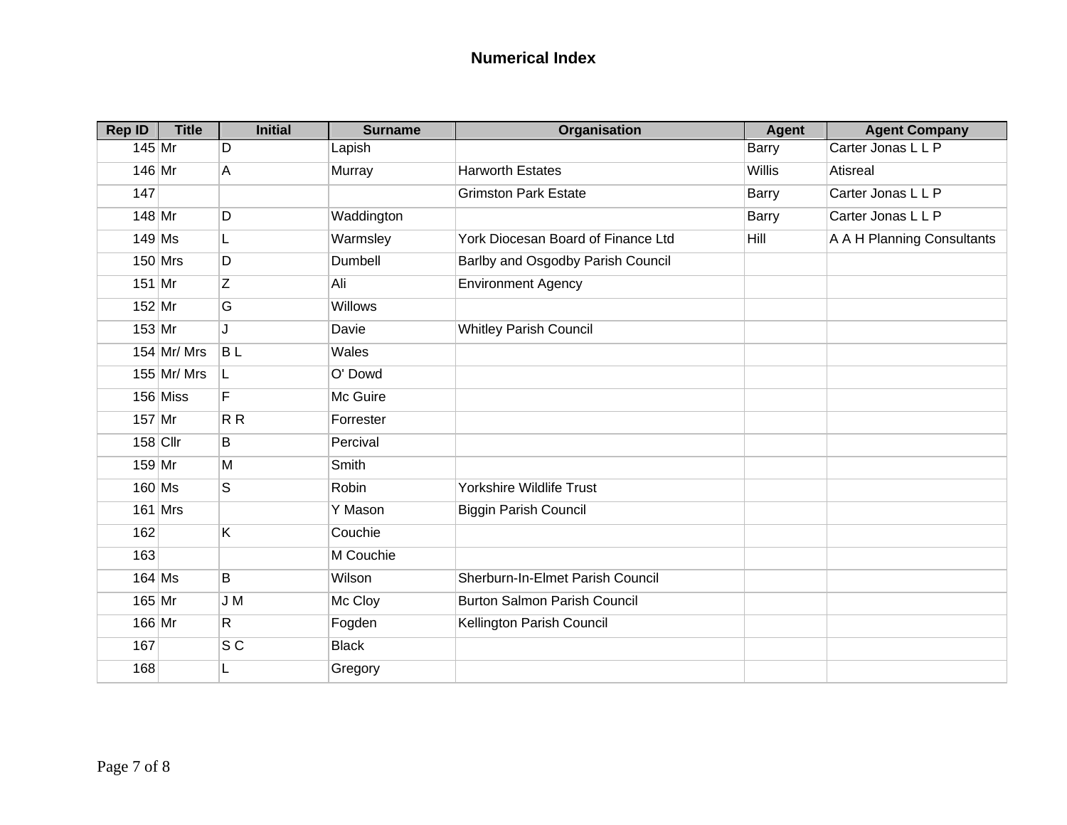# Numerical Index

| Rep ID | Title | Initial | Surname | Organisation | Agent | Agent Company |
|---|---|---|---|---|---|---|
| 145 | Mr | D | Lapish | | Barry | Carter Jonas L L P |
| 146 | Mr | A | Murray | Harworth Estates | Willis | Atisreal |
| 147 | | | | Grimston Park Estate | Barry | Carter Jonas L L P |
| 148 | Mr | D | Waddington | | Barry | Carter Jonas L L P |
| 149 | Ms | L | Warmsley | York Diocesan Board of Finance Ltd | Hill | A A H Planning Consultants |
| 150 | Mrs | D | Dumbell | Barlby and Osgodby Parish Council | | |
| 151 | Mr | Z | Ali | Environment Agency | | |
| 152 | Mr | G | Willows | | | |
| 153 | Mr | J | Davie | Whitley Parish Council | | |
| 154 | Mr/ Mrs | B L | Wales | | | |
| 155 | Mr/ Mrs | L | O' Dowd | | | |
| 156 | Miss | F | Mc Guire | | | |
| 157 | Mr | R R | Forrester | | | |
| 158 | Cllr | B | Percival | | | |
| 159 | Mr | M | Smith | | | |
| 160 | Ms | S | Robin | Yorkshire Wildlife Trust | | |
| 161 | Mrs | | Y Mason | Biggin Parish Council | | |
| 162 | | K | Couchie | | | |
| 163 | | | M Couchie | | | |
| 164 | Ms | B | Wilson | Sherburn-In-Elmet Parish Council | | |
| 165 | Mr | J M | Mc Cloy | Burton Salmon Parish Council | | |
| 166 | Mr | R | Fogden | Kellington Parish Council | | |
| 167 | | S C | Black | | | |
| 168 | | L | Gregory | | | |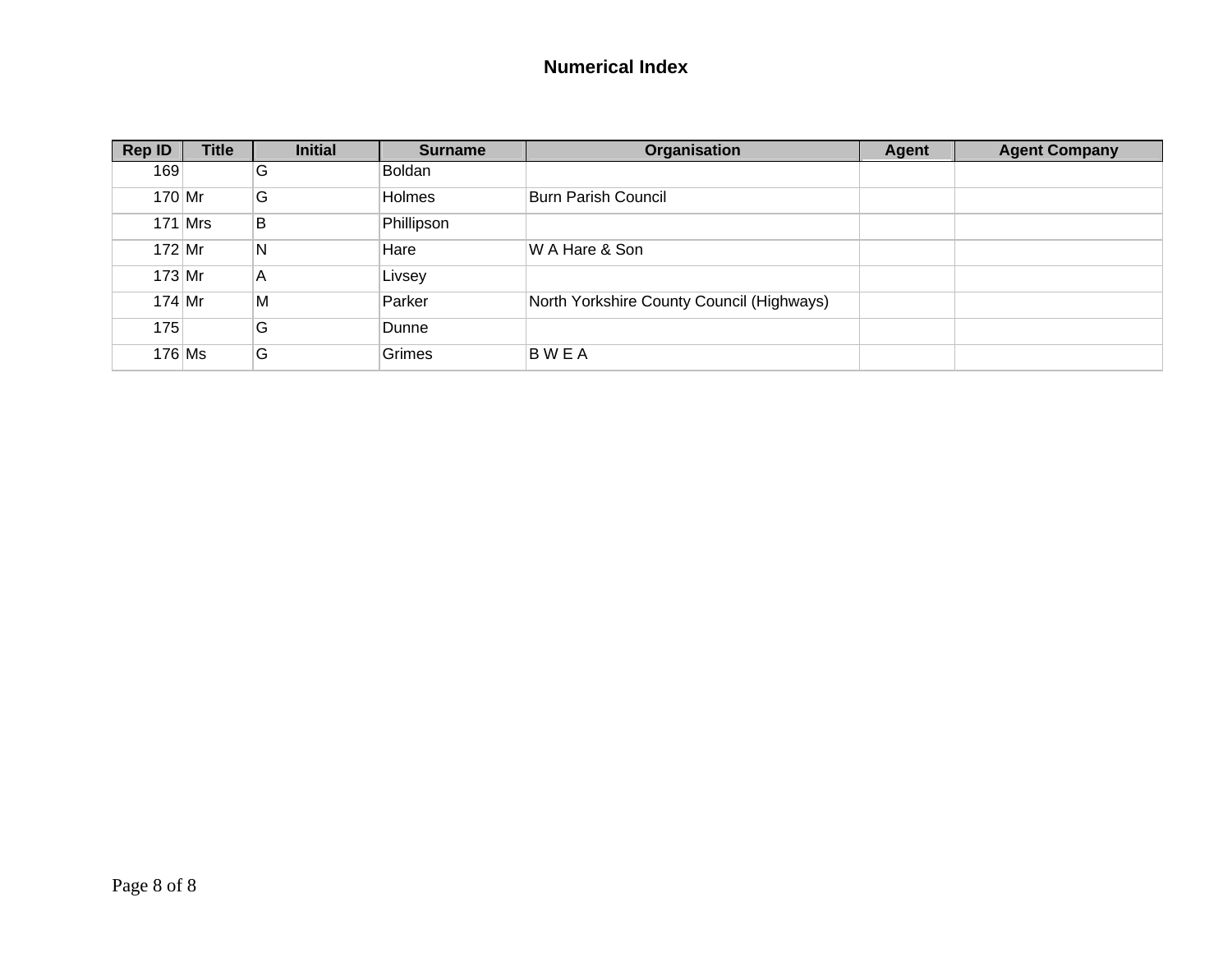## Numerical Index

| Rep ID | Title | Initial | Surname | Organisation | Agent | Agent Company |
|---|---|---|---|---|---|---|
| 169 | | G | Boldan | | | |
| 170 | Mr | G | Holmes | Burn Parish Council | | |
| 171 | Mrs | B | Phillipson | | | |
| 172 | Mr | N | Hare | W A Hare & Son | | |
| 173 | Mr | A | Livsey | | | |
| 174 | Mr | M | Parker | North Yorkshire County Council (Highways) | | |
| 175 | | G | Dunne | | | |
| 176 | Ms | G | Grimes | B W E A | | |